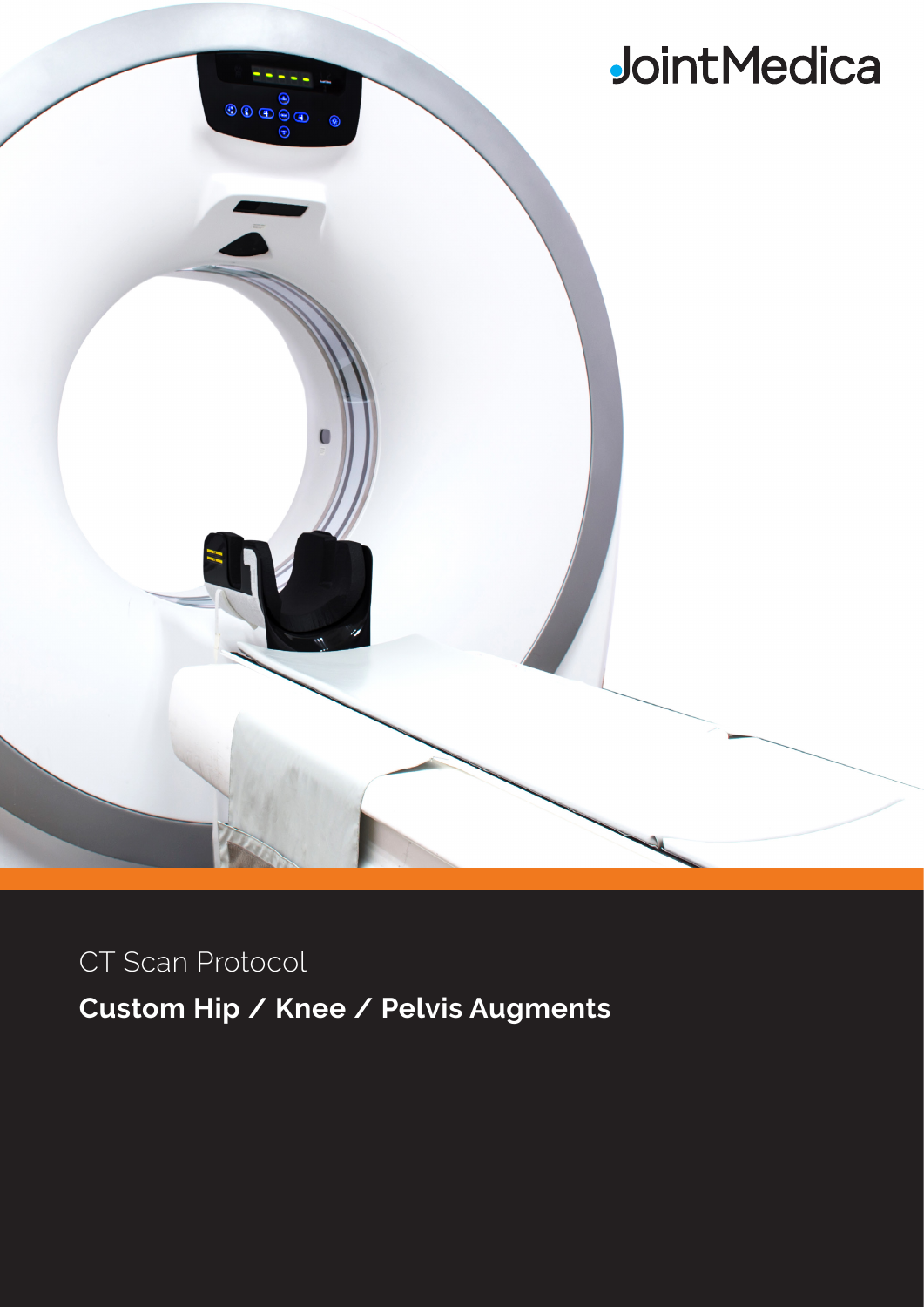JointMedica

CT Scan Protocol

# Custom Hip / Knee / Pelvis Augments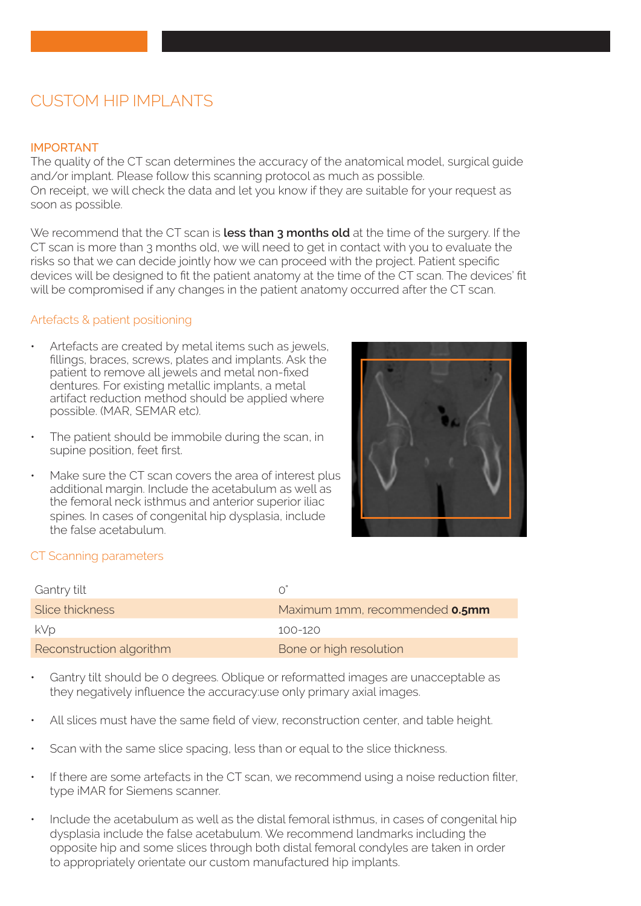## CUSTOM HIP IMPLANTS

### IMPORTANT

The quality of the CT scan determines the accuracy of the anatomical model, surgical guide and/or implant. Please follow this scanning protocol as much as possible.
On receipt, we will check the data and let you know if they are suitable for your request as soon as possible.

We recommend that the CT scan is **less than 3 months old** at the time of the surgery. If the CT scan is more than 3 months old, we will need to get in contact with you to evaluate the risks so that we can decide jointly how we can proceed with the project. Patient specific devices will be designed to fit the patient anatomy at the time of the CT scan. The devices' fit will be compromised if any changes in the patient anatomy occurred after the CT scan.

### Artefacts & patient positioning

- Artefacts are created by metal items such as jewels, fillings, braces, screws, plates and implants. Ask the patient to remove all jewels and metal non-fixed dentures. For existing metallic implants, a metal artifact reduction method should be applied where possible. (MAR, SEMAR etc).
- The patient should be immobile during the scan, in supine position, feet first.
- Make sure the CT scan covers the area of interest plus additional margin. Include the acetabulum as well as the femoral neck isthmus and anterior superior iliac spines. In cases of congenital hip dysplasia, include the false acetabulum.

### CT Scanning parameters

| | |
|---|---|
| Gantry tilt | 0° |
| Slice thickness | Maximum 1mm, recommended **0.5mm** |
| kVp | 100-120 |
| Reconstruction algorithm | Bone or high resolution |

- Gantry tilt should be 0 degrees. Oblique or reformatted images are unacceptable as they negatively influence the accuracy:use only primary axial images.
- All slices must have the same field of view, reconstruction center, and table height.
- Scan with the same slice spacing, less than or equal to the slice thickness.
- If there are some artefacts in the CT scan, we recommend using a noise reduction filter, type iMAR for Siemens scanner.
- Include the acetabulum as well as the distal femoral isthmus, in cases of congenital hip dysplasia include the false acetabulum. We recommend landmarks including the opposite hip and some slices through both distal femoral condyles are taken in order to appropriately orientate our custom manufactured hip implants.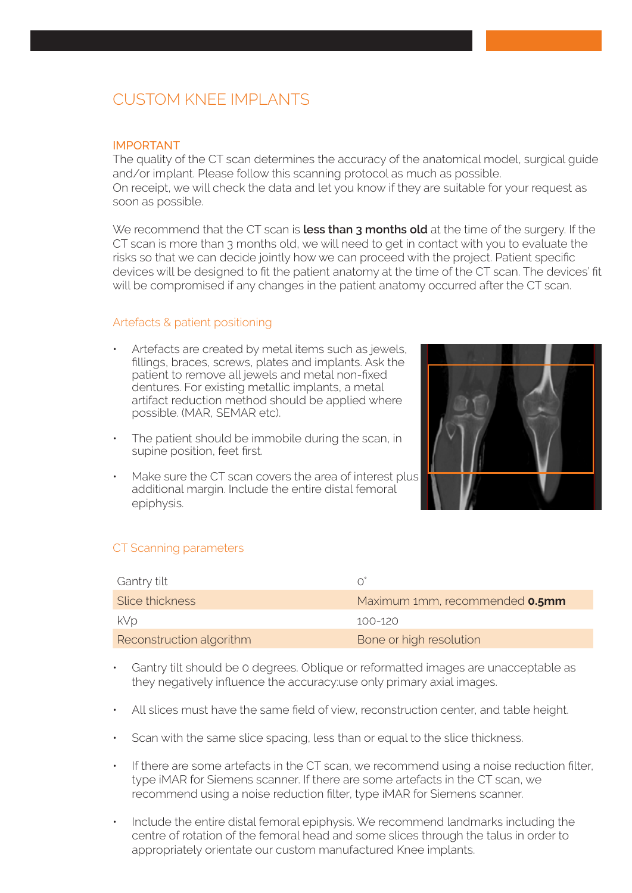# CUSTOM KNEE IMPLANTS

## IMPORTANT

The quality of the CT scan determines the accuracy of the anatomical model, surgical guide and/or implant. Please follow this scanning protocol as much as possible.
On receipt, we will check the data and let you know if they are suitable for your request as soon as possible.

We recommend that the CT scan is **less than 3 months old** at the time of the surgery. If the CT scan is more than 3 months old, we will need to get in contact with you to evaluate the risks so that we can decide jointly how we can proceed with the project. Patient specific devices will be designed to fit the patient anatomy at the time of the CT scan. The devices' fit will be compromised if any changes in the patient anatomy occurred after the CT scan.

### Artefacts & patient positioning

- Artefacts are created by metal items such as jewels, fillings, braces, screws, plates and implants. Ask the patient to remove all jewels and metal non-fixed dentures. For existing metallic implants, a metal artifact reduction method should be applied where possible. (MAR, SEMAR etc).
- The patient should be immobile during the scan, in supine position, feet first.
- Make sure the CT scan covers the area of interest plus additional margin. Include the entire distal femoral epiphysis.

### CT Scanning parameters

| | |
|---|---|
| Gantry tilt | 0° |
| Slice thickness | Maximum 1mm, recommended **0.5mm** |
| kVp | 100-120 |
| Reconstruction algorithm | Bone or high resolution |

- Gantry tilt should be 0 degrees. Oblique or reformatted images are unacceptable as they negatively influence the accuracy:use only primary axial images.
- All slices must have the same field of view, reconstruction center, and table height.
- Scan with the same slice spacing, less than or equal to the slice thickness.
- If there are some artefacts in the CT scan, we recommend using a noise reduction filter, type iMAR for Siemens scanner. If there are some artefacts in the CT scan, we recommend using a noise reduction filter, type iMAR for Siemens scanner.
- Include the entire distal femoral epiphysis. We recommend landmarks including the centre of rotation of the femoral head and some slices through the talus in order to appropriately orientate our custom manufactured Knee implants.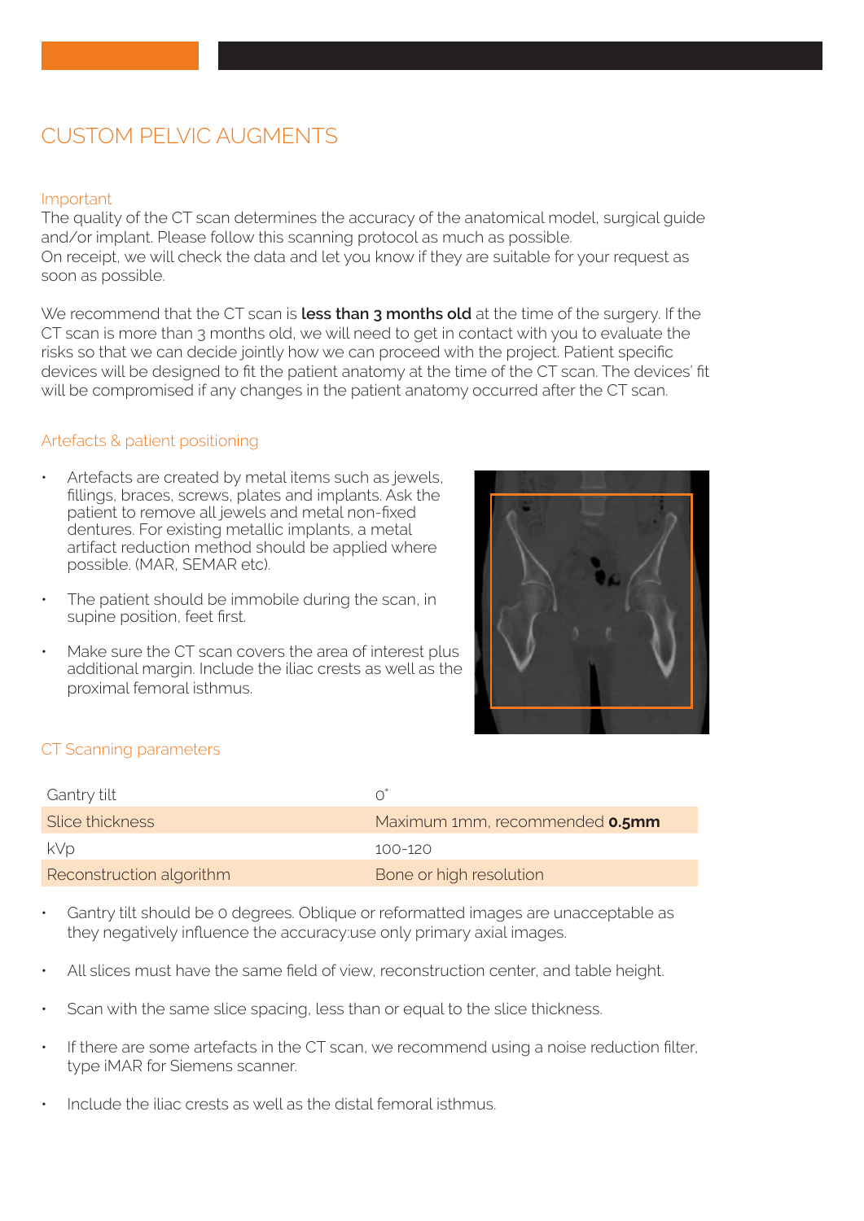# CUSTOM PELVIC AUGMENTS

## Important

The quality of the CT scan determines the accuracy of the anatomical model, surgical guide and/or implant. Please follow this scanning protocol as much as possible.
On receipt, we will check the data and let you know if they are suitable for your request as soon as possible.

We recommend that the CT scan is **less than 3 months old** at the time of the surgery. If the CT scan is more than 3 months old, we will need to get in contact with you to evaluate the risks so that we can decide jointly how we can proceed with the project. Patient specific devices will be designed to fit the patient anatomy at the time of the CT scan. The devices' fit will be compromised if any changes in the patient anatomy occurred after the CT scan.

## Artefacts & patient positioning

- Artefacts are created by metal items such as jewels, fillings, braces, screws, plates and implants. Ask the patient to remove all jewels and metal non-fixed dentures. For existing metallic implants, a metal artifact reduction method should be applied where possible. (MAR, SEMAR etc).
- The patient should be immobile during the scan, in supine position, feet first.
- Make sure the CT scan covers the area of interest plus additional margin. Include the iliac crests as well as the proximal femoral isthmus.

## CT Scanning parameters

| | |
|---|---|
| Gantry tilt | 0° |
| Slice thickness | Maximum 1mm, recommended **0.5mm** |
| kVp | 100-120 |
| Reconstruction algorithm | Bone or high resolution |

- Gantry tilt should be 0 degrees. Oblique or reformatted images are unacceptable as they negatively influence the accuracy:use only primary axial images.
- All slices must have the same field of view, reconstruction center, and table height.
- Scan with the same slice spacing, less than or equal to the slice thickness.
- If there are some artefacts in the CT scan, we recommend using a noise reduction filter, type iMAR for Siemens scanner.
- Include the iliac crests as well as the distal femoral isthmus.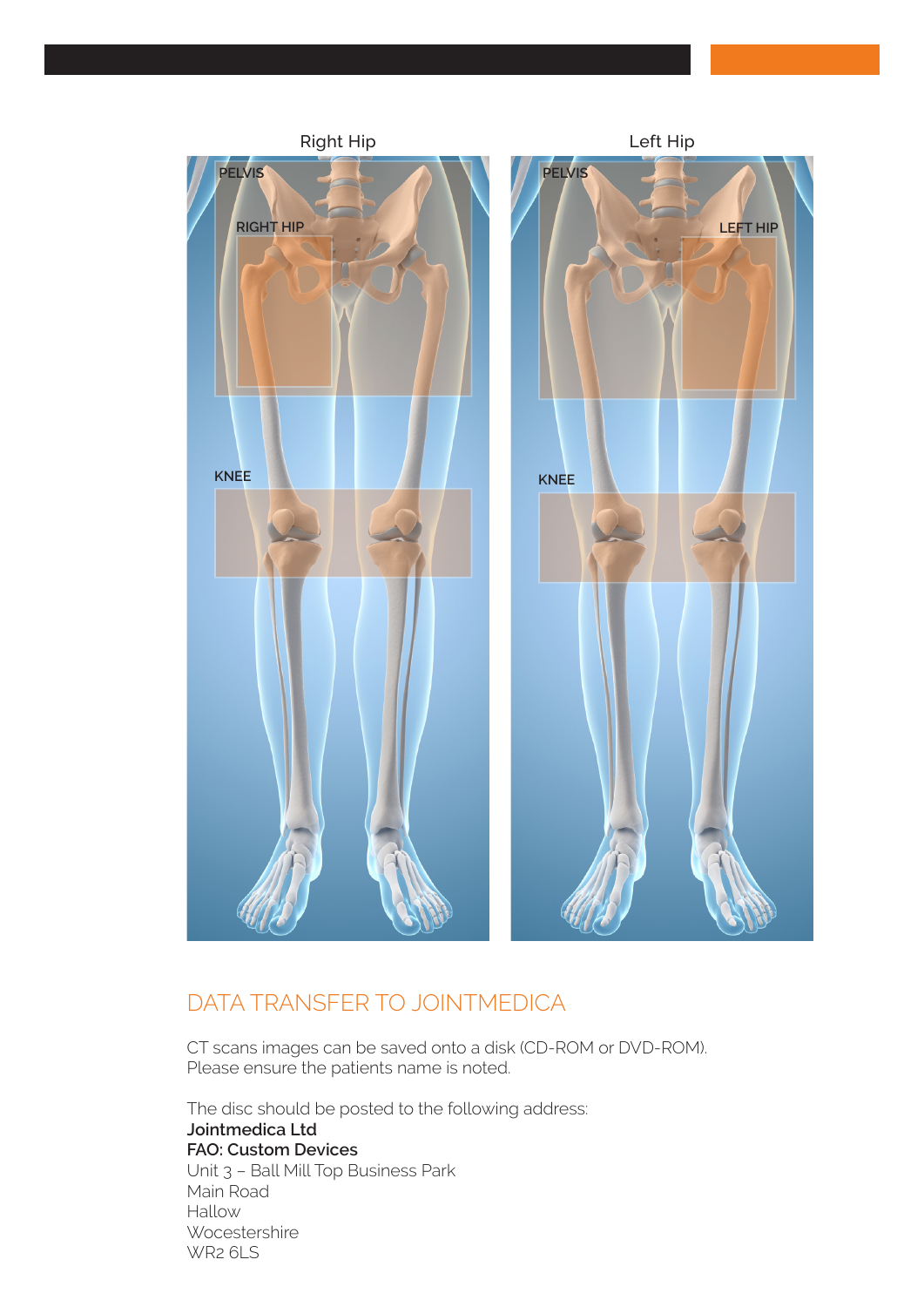Right Hip

PELVIS

RIGHT HIP

KNEE

Left Hip

PELVIS

LEFT HIP

KNEE

## DATA TRANSFER TO JOINTMEDICA

CT scans images can be saved onto a disk (CD-ROM or DVD-ROM).
Please ensure the patients name is noted.

The disc should be posted to the following address:
**Jointmedica Ltd**
**FAO: Custom Devices**
Unit 3 – Ball Mill Top Business Park
Main Road
Hallow
Wocestershire
WR2 6LS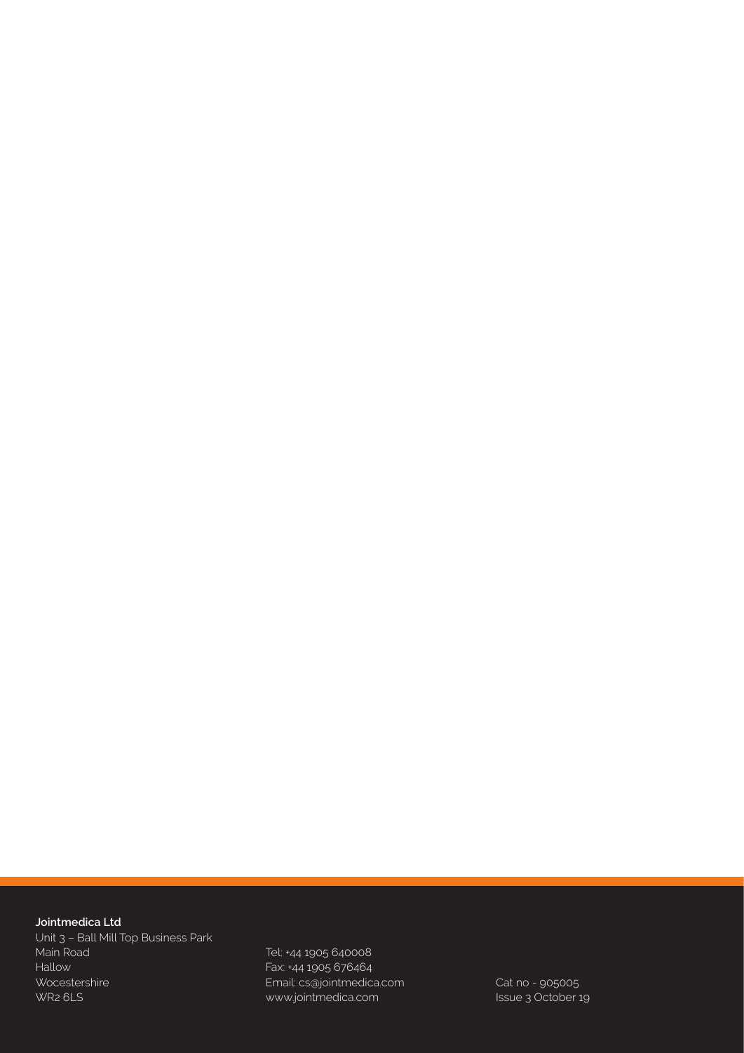**Jointmedica Ltd**
Unit 3 – Ball Mill Top Business Park
Main Road
Hallow
Wocestershire
WR2 6LS

Tel: +44 1905 640008
Fax: +44 1905 676464
Email: cs@jointmedica.com
www.jointmedica.com

Cat no - 905005
Issue 3 October 19